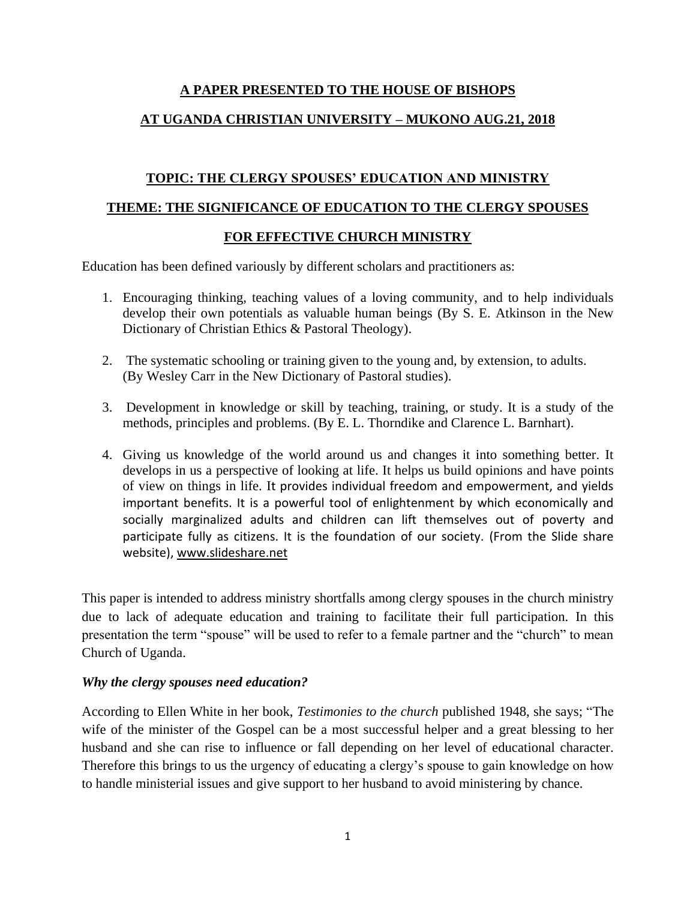**A PAPER PRESENTED TO THE HOUSE OF BISHOPS**

**AT UGANDA CHRISTIAN UNIVERSITY – MUKONO AUG.21, 2018**

## TOPIC: THE CLERGY SPOUSES' EDUCATION AND MINISTRY

## THEME: THE SIGNIFICANCE OF EDUCATION TO THE CLERGY SPOUSES FOR EFFECTIVE CHURCH MINISTRY

Education has been defined variously by different scholars and practitioners as:

1. Encouraging thinking, teaching values of a loving community, and to help individuals develop their own potentials as valuable human beings (By S. E. Atkinson in the New Dictionary of Christian Ethics & Pastoral Theology).

2. The systematic schooling or training given to the young and, by extension, to adults. (By Wesley Carr in the New Dictionary of Pastoral studies).

3. Development in knowledge or skill by teaching, training, or study. It is a study of the methods, principles and problems. (By E. L. Thorndike and Clarence L. Barnhart).

4. Giving us knowledge of the world around us and changes it into something better. It develops in us a perspective of looking at life. It helps us build opinions and have points of view on things in life. It provides individual freedom and empowerment, and yields important benefits. It is a powerful tool of enlightenment by which economically and socially marginalized adults and children can lift themselves out of poverty and participate fully as citizens. It is the foundation of our society. (From the Slide share website), www.slideshare.net

This paper is intended to address ministry shortfalls among clergy spouses in the church ministry due to lack of adequate education and training to facilitate their full participation. In this presentation the term "spouse" will be used to refer to a female partner and the "church" to mean Church of Uganda.

### *Why the clergy spouses need education?*

According to Ellen White in her book, *Testimonies to the church* published 1948, she says; "The wife of the minister of the Gospel can be a most successful helper and a great blessing to her husband and she can rise to influence or fall depending on her level of educational character. Therefore this brings to us the urgency of educating a clergy's spouse to gain knowledge on how to handle ministerial issues and give support to her husband to avoid ministering by chance.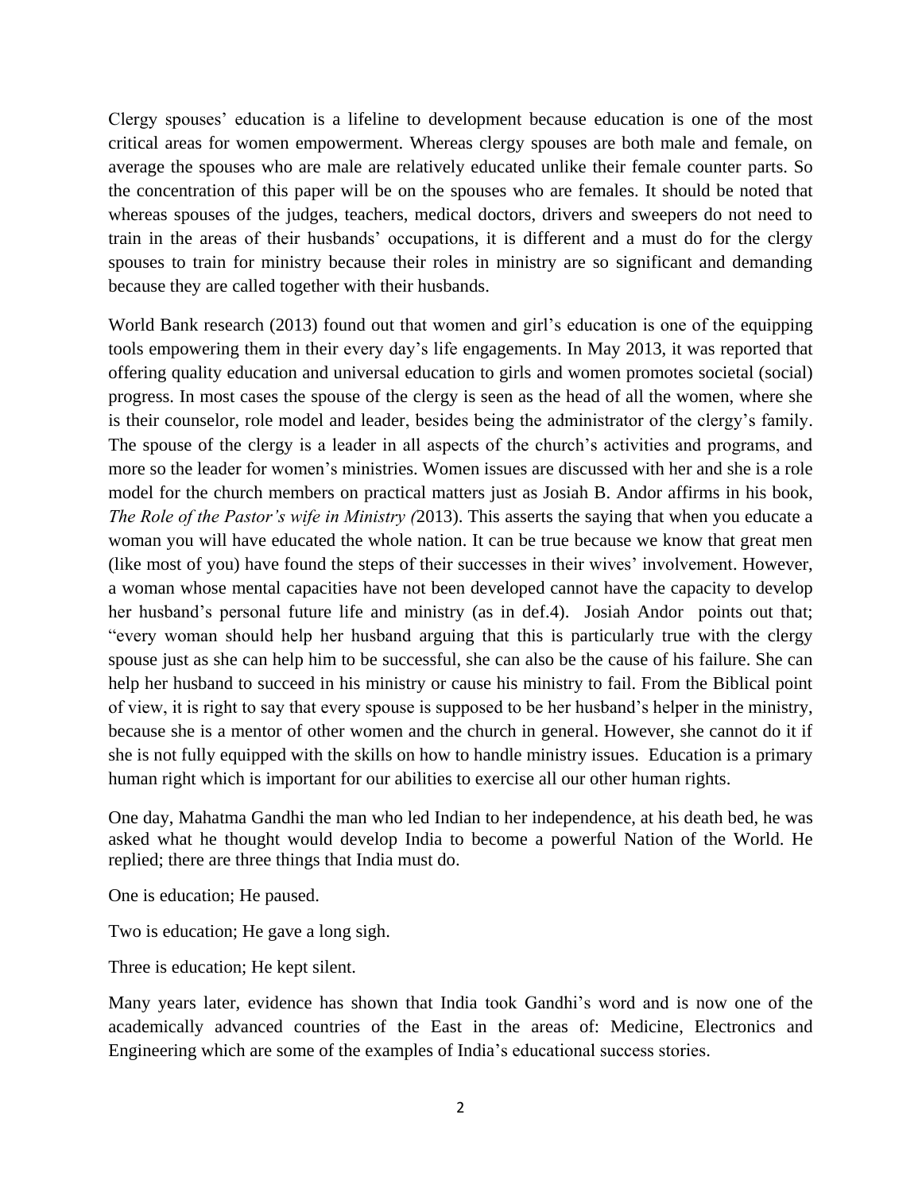Clergy spouses' education is a lifeline to development because education is one of the most critical areas for women empowerment. Whereas clergy spouses are both male and female, on average the spouses who are male are relatively educated unlike their female counter parts. So the concentration of this paper will be on the spouses who are females. It should be noted that whereas spouses of the judges, teachers, medical doctors, drivers and sweepers do not need to train in the areas of their husbands' occupations, it is different and a must do for the clergy spouses to train for ministry because their roles in ministry are so significant and demanding because they are called together with their husbands.

World Bank research (2013) found out that women and girl's education is one of the equipping tools empowering them in their every day's life engagements. In May 2013, it was reported that offering quality education and universal education to girls and women promotes societal (social) progress. In most cases the spouse of the clergy is seen as the head of all the women, where she is their counselor, role model and leader, besides being the administrator of the clergy's family. The spouse of the clergy is a leader in all aspects of the church's activities and programs, and more so the leader for women's ministries. Women issues are discussed with her and she is a role model for the church members on practical matters just as Josiah B. Andor affirms in his book, *The Role of the Pastor's wife in Ministry (*2013). This asserts the saying that when you educate a woman you will have educated the whole nation. It can be true because we know that great men (like most of you) have found the steps of their successes in their wives' involvement. However, a woman whose mental capacities have not been developed cannot have the capacity to develop her husband's personal future life and ministry (as in def.4). Josiah Andor points out that; "every woman should help her husband arguing that this is particularly true with the clergy spouse just as she can help him to be successful, she can also be the cause of his failure. She can help her husband to succeed in his ministry or cause his ministry to fail. From the Biblical point of view, it is right to say that every spouse is supposed to be her husband's helper in the ministry, because she is a mentor of other women and the church in general. However, she cannot do it if she is not fully equipped with the skills on how to handle ministry issues. Education is a primary human right which is important for our abilities to exercise all our other human rights.

One day, Mahatma Gandhi the man who led Indian to her independence, at his death bed, he was asked what he thought would develop India to become a powerful Nation of the World. He replied; there are three things that India must do.

One is education; He paused.

Two is education; He gave a long sigh.

Three is education; He kept silent.

Many years later, evidence has shown that India took Gandhi's word and is now one of the academically advanced countries of the East in the areas of: Medicine, Electronics and Engineering which are some of the examples of India's educational success stories.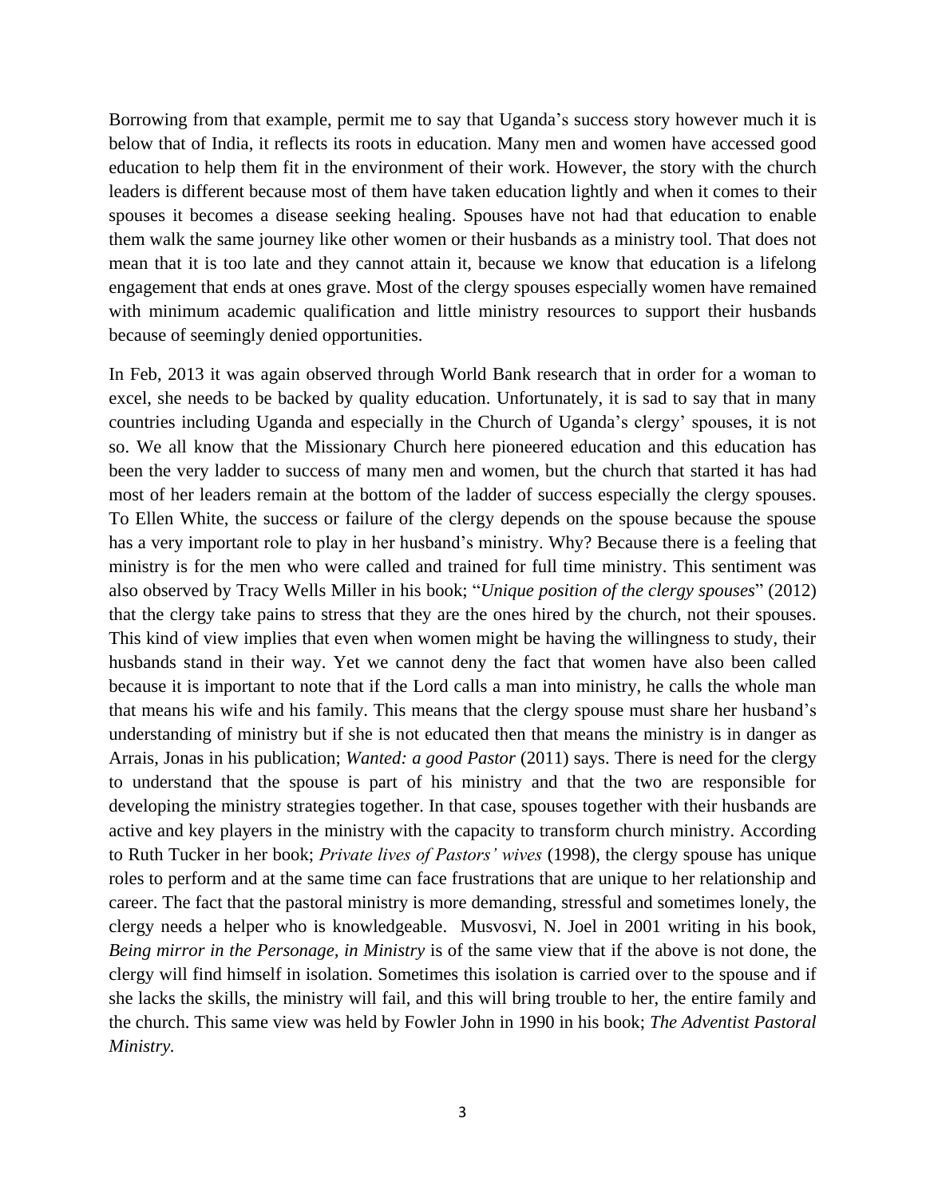Borrowing from that example, permit me to say that Uganda's success story however much it is below that of India, it reflects its roots in education. Many men and women have accessed good education to help them fit in the environment of their work. However, the story with the church leaders is different because most of them have taken education lightly and when it comes to their spouses it becomes a disease seeking healing. Spouses have not had that education to enable them walk the same journey like other women or their husbands as a ministry tool. That does not mean that it is too late and they cannot attain it, because we know that education is a lifelong engagement that ends at ones grave. Most of the clergy spouses especially women have remained with minimum academic qualification and little ministry resources to support their husbands because of seemingly denied opportunities.

In Feb, 2013 it was again observed through World Bank research that in order for a woman to excel, she needs to be backed by quality education. Unfortunately, it is sad to say that in many countries including Uganda and especially in the Church of Uganda's clergy' spouses, it is not so. We all know that the Missionary Church here pioneered education and this education has been the very ladder to success of many men and women, but the church that started it has had most of her leaders remain at the bottom of the ladder of success especially the clergy spouses. To Ellen White, the success or failure of the clergy depends on the spouse because the spouse has a very important role to play in her husband's ministry. Why? Because there is a feeling that ministry is for the men who were called and trained for full time ministry. This sentiment was also observed by Tracy Wells Miller in his book; "*Unique position of the clergy spouses*" (2012) that the clergy take pains to stress that they are the ones hired by the church, not their spouses. This kind of view implies that even when women might be having the willingness to study, their husbands stand in their way. Yet we cannot deny the fact that women have also been called because it is important to note that if the Lord calls a man into ministry, he calls the whole man that means his wife and his family. This means that the clergy spouse must share her husband's understanding of ministry but if she is not educated then that means the ministry is in danger as Arrais, Jonas in his publication; *Wanted: a good Pastor* (2011) says. There is need for the clergy to understand that the spouse is part of his ministry and that the two are responsible for developing the ministry strategies together. In that case, spouses together with their husbands are active and key players in the ministry with the capacity to transform church ministry. According to Ruth Tucker in her book; *Private lives of Pastors' wives* (1998), the clergy spouse has unique roles to perform and at the same time can face frustrations that are unique to her relationship and career. The fact that the pastoral ministry is more demanding, stressful and sometimes lonely, the clergy needs a helper who is knowledgeable. Musvosvi, N. Joel in 2001 writing in his book, *Being mirror in the Personage, in Ministry* is of the same view that if the above is not done, the clergy will find himself in isolation. Sometimes this isolation is carried over to the spouse and if she lacks the skills, the ministry will fail, and this will bring trouble to her, the entire family and the church. This same view was held by Fowler John in 1990 in his book; *The Adventist Pastoral Ministry.*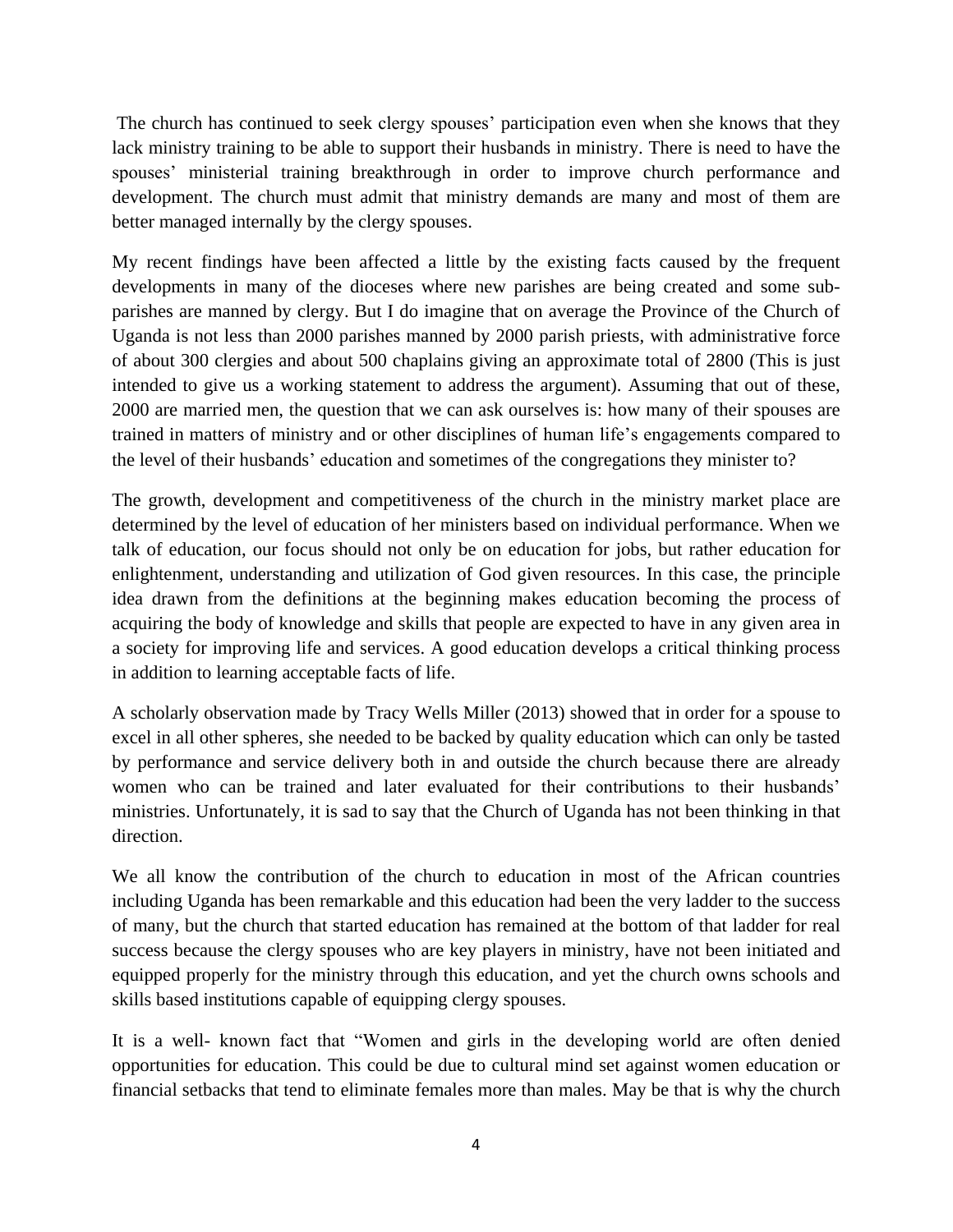The church has continued to seek clergy spouses' participation even when she knows that they lack ministry training to be able to support their husbands in ministry. There is need to have the spouses' ministerial training breakthrough in order to improve church performance and development. The church must admit that ministry demands are many and most of them are better managed internally by the clergy spouses.

My recent findings have been affected a little by the existing facts caused by the frequent developments in many of the dioceses where new parishes are being created and some sub-parishes are manned by clergy. But I do imagine that on average the Province of the Church of Uganda is not less than 2000 parishes manned by 2000 parish priests, with administrative force of about 300 clergies and about 500 chaplains giving an approximate total of 2800 (This is just intended to give us a working statement to address the argument). Assuming that out of these, 2000 are married men, the question that we can ask ourselves is: how many of their spouses are trained in matters of ministry and or other disciplines of human life's engagements compared to the level of their husbands' education and sometimes of the congregations they minister to?

The growth, development and competitiveness of the church in the ministry market place are determined by the level of education of her ministers based on individual performance. When we talk of education, our focus should not only be on education for jobs, but rather education for enlightenment, understanding and utilization of God given resources. In this case, the principle idea drawn from the definitions at the beginning makes education becoming the process of acquiring the body of knowledge and skills that people are expected to have in any given area in a society for improving life and services. A good education develops a critical thinking process in addition to learning acceptable facts of life.

A scholarly observation made by Tracy Wells Miller (2013) showed that in order for a spouse to excel in all other spheres, she needed to be backed by quality education which can only be tasted by performance and service delivery both in and outside the church because there are already women who can be trained and later evaluated for their contributions to their husbands' ministries. Unfortunately, it is sad to say that the Church of Uganda has not been thinking in that direction.

We all know the contribution of the church to education in most of the African countries including Uganda has been remarkable and this education had been the very ladder to the success of many, but the church that started education has remained at the bottom of that ladder for real success because the clergy spouses who are key players in ministry, have not been initiated and equipped properly for the ministry through this education, and yet the church owns schools and skills based institutions capable of equipping clergy spouses.

It is a well- known fact that "Women and girls in the developing world are often denied opportunities for education. This could be due to cultural mind set against women education or financial setbacks that tend to eliminate females more than males. May be that is why the church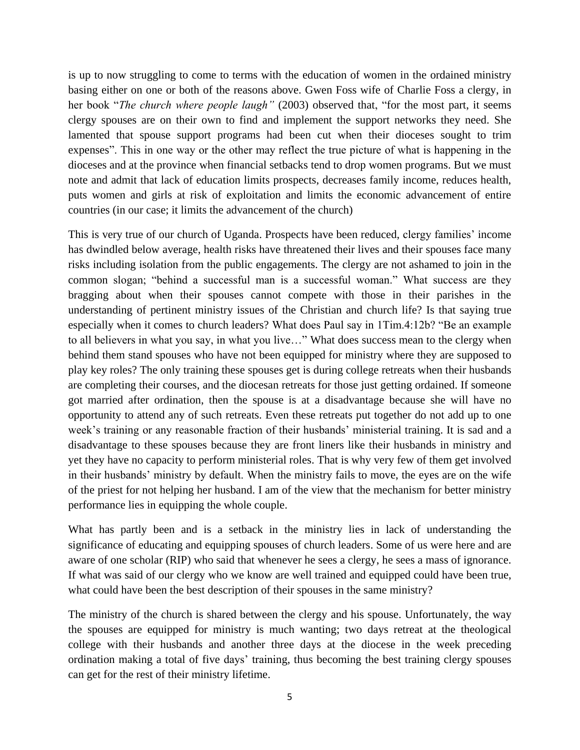is up to now struggling to come to terms with the education of women in the ordained ministry basing either on one or both of the reasons above. Gwen Foss wife of Charlie Foss a clergy, in her book "*The church where people laugh"* (2003) observed that, "for the most part, it seems clergy spouses are on their own to find and implement the support networks they need. She lamented that spouse support programs had been cut when their dioceses sought to trim expenses". This in one way or the other may reflect the true picture of what is happening in the dioceses and at the province when financial setbacks tend to drop women programs. But we must note and admit that lack of education limits prospects, decreases family income, reduces health, puts women and girls at risk of exploitation and limits the economic advancement of entire countries (in our case; it limits the advancement of the church)

This is very true of our church of Uganda. Prospects have been reduced, clergy families' income has dwindled below average, health risks have threatened their lives and their spouses face many risks including isolation from the public engagements. The clergy are not ashamed to join in the common slogan; "behind a successful man is a successful woman." What success are they bragging about when their spouses cannot compete with those in their parishes in the understanding of pertinent ministry issues of the Christian and church life? Is that saying true especially when it comes to church leaders? What does Paul say in 1Tim.4:12b? "Be an example to all believers in what you say, in what you live…" What does success mean to the clergy when behind them stand spouses who have not been equipped for ministry where they are supposed to play key roles? The only training these spouses get is during college retreats when their husbands are completing their courses, and the diocesan retreats for those just getting ordained. If someone got married after ordination, then the spouse is at a disadvantage because she will have no opportunity to attend any of such retreats. Even these retreats put together do not add up to one week's training or any reasonable fraction of their husbands' ministerial training. It is sad and a disadvantage to these spouses because they are front liners like their husbands in ministry and yet they have no capacity to perform ministerial roles. That is why very few of them get involved in their husbands' ministry by default. When the ministry fails to move, the eyes are on the wife of the priest for not helping her husband. I am of the view that the mechanism for better ministry performance lies in equipping the whole couple.

What has partly been and is a setback in the ministry lies in lack of understanding the significance of educating and equipping spouses of church leaders. Some of us were here and are aware of one scholar (RIP) who said that whenever he sees a clergy, he sees a mass of ignorance. If what was said of our clergy who we know are well trained and equipped could have been true, what could have been the best description of their spouses in the same ministry?

The ministry of the church is shared between the clergy and his spouse. Unfortunately, the way the spouses are equipped for ministry is much wanting; two days retreat at the theological college with their husbands and another three days at the diocese in the week preceding ordination making a total of five days' training, thus becoming the best training clergy spouses can get for the rest of their ministry lifetime.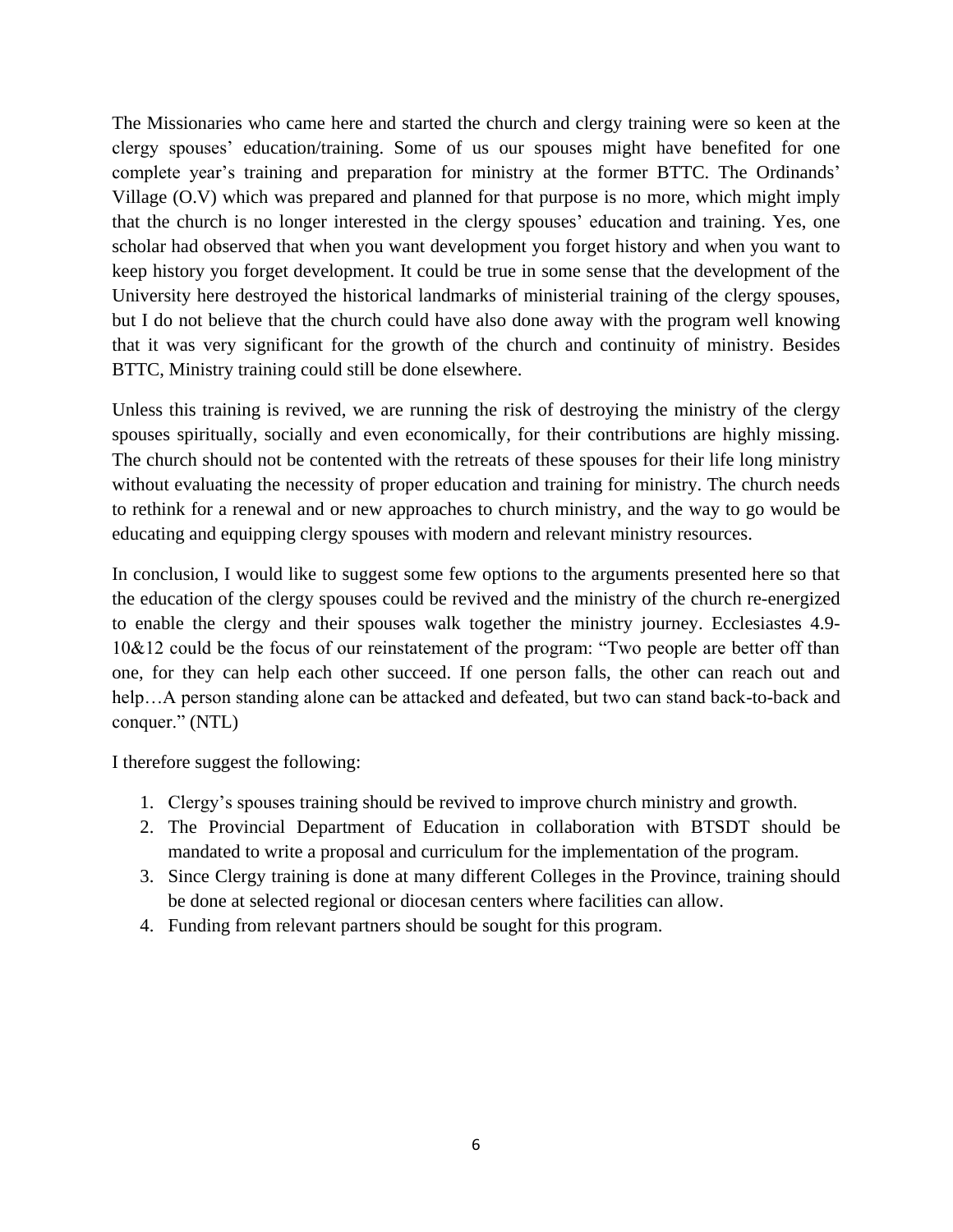The Missionaries who came here and started the church and clergy training were so keen at the clergy spouses' education/training. Some of us our spouses might have benefited for one complete year's training and preparation for ministry at the former BTTC. The Ordinands' Village (O.V) which was prepared and planned for that purpose is no more, which might imply that the church is no longer interested in the clergy spouses' education and training. Yes, one scholar had observed that when you want development you forget history and when you want to keep history you forget development. It could be true in some sense that the development of the University here destroyed the historical landmarks of ministerial training of the clergy spouses, but I do not believe that the church could have also done away with the program well knowing that it was very significant for the growth of the church and continuity of ministry. Besides BTTC, Ministry training could still be done elsewhere.

Unless this training is revived, we are running the risk of destroying the ministry of the clergy spouses spiritually, socially and even economically, for their contributions are highly missing. The church should not be contented with the retreats of these spouses for their life long ministry without evaluating the necessity of proper education and training for ministry. The church needs to rethink for a renewal and or new approaches to church ministry, and the way to go would be educating and equipping clergy spouses with modern and relevant ministry resources.

In conclusion, I would like to suggest some few options to the arguments presented here so that the education of the clergy spouses could be revived and the ministry of the church re-energized to enable the clergy and their spouses walk together the ministry journey. Ecclesiastes 4.9-10&12 could be the focus of our reinstatement of the program: "Two people are better off than one, for they can help each other succeed. If one person falls, the other can reach out and help…A person standing alone can be attacked and defeated, but two can stand back-to-back and conquer." (NTL)

I therefore suggest the following:

1. Clergy's spouses training should be revived to improve church ministry and growth.
2. The Provincial Department of Education in collaboration with BTSDT should be mandated to write a proposal and curriculum for the implementation of the program.
3. Since Clergy training is done at many different Colleges in the Province, training should be done at selected regional or diocesan centers where facilities can allow.
4. Funding from relevant partners should be sought for this program.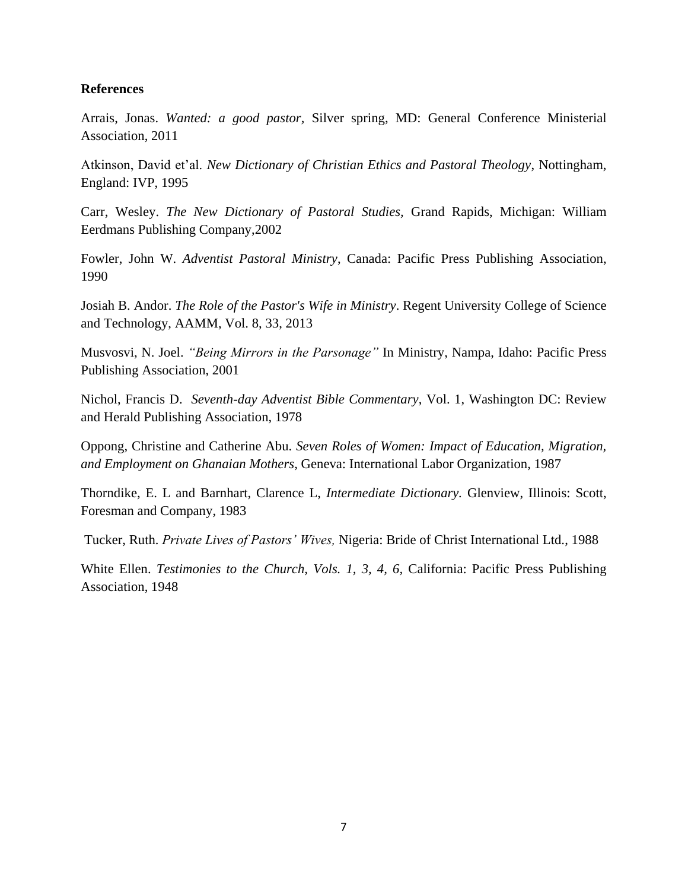**References**

Arrais, Jonas. *Wanted: a good pastor,* Silver spring, MD: General Conference Ministerial Association, 2011

Atkinson, David et'al. *New Dictionary of Christian Ethics and Pastoral Theology*, Nottingham, England: IVP, 1995

Carr, Wesley. *The New Dictionary of Pastoral Studies,* Grand Rapids, Michigan: William Eerdmans Publishing Company,2002

Fowler, John W. *Adventist Pastoral Ministry*, Canada: Pacific Press Publishing Association, 1990

Josiah B. Andor. *The Role of the Pastor's Wife in Ministry*. Regent University College of Science and Technology, AAMM, Vol. 8, 33, 2013

Musvosvi, N. Joel. *"Being Mirrors in the Parsonage"* In Ministry, Nampa, Idaho: Pacific Press Publishing Association, 2001

Nichol, Francis D. *Seventh-day Adventist Bible Commentary*, Vol. 1, Washington DC: Review and Herald Publishing Association, 1978

Oppong, Christine and Catherine Abu. *Seven Roles of Women: Impact of Education, Migration, and Employment on Ghanaian Mothers*, Geneva: International Labor Organization, 1987

Thorndike, E. L and Barnhart, Clarence L, *Intermediate Dictionary.* Glenview, Illinois: Scott, Foresman and Company, 1983

Tucker, Ruth. *Private Lives of Pastors' Wives,* Nigeria: Bride of Christ International Ltd., 1988

White Ellen. *Testimonies to the Church, Vols. 1, 3, 4, 6,* California: Pacific Press Publishing Association, 1948